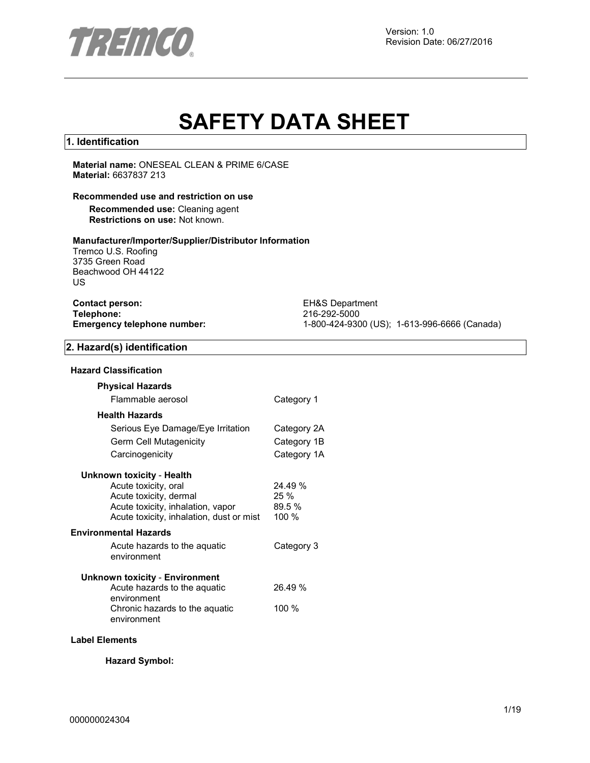Version: 1.0
Revision Date: 06/27/2016

# SAFETY DATA SHEET

## 1. Identification

**Material name:** ONESEAL CLEAN & PRIME 6/CASE
**Material:** 6637837 213

**Recommended use and restriction on use**

**Recommended use:** Cleaning agent
**Restrictions on use:** Not known.

**Manufacturer/Importer/Supplier/Distributor Information**

Tremco U.S. Roofing
3735 Green Road
Beachwood OH 44122
US

| | |
|---|---|
| **Contact person:** | EH&S Department |
| **Telephone:** | 216-292-5000 |
| **Emergency telephone number:** | 1-800-424-9300 (US); 1-613-996-6666 (Canada) |

## 2. Hazard(s) identification

**Hazard Classification**

**Physical Hazards**

| | |
|---|---|
| Flammable aerosol | Category 1 |

**Health Hazards**

| | |
|---|---|
| Serious Eye Damage/Eye Irritation | Category 2A |
| Germ Cell Mutagenicity | Category 1B |
| Carcinogenicity | Category 1A |

**Unknown toxicity - Health**

| | |
|---|---|
| Acute toxicity, oral | 24.49 % |
| Acute toxicity, dermal | 25 % |
| Acute toxicity, inhalation, vapor | 89.5 % |
| Acute toxicity, inhalation, dust or mist | 100 % |

**Environmental Hazards**

| | |
|---|---|
| Acute hazards to the aquatic environment | Category 3 |

**Unknown toxicity - Environment**

| | |
|---|---|
| Acute hazards to the aquatic environment | 26.49 % |
| Chronic hazards to the aquatic environment | 100 % |

**Label Elements**

**Hazard Symbol:**

000000024304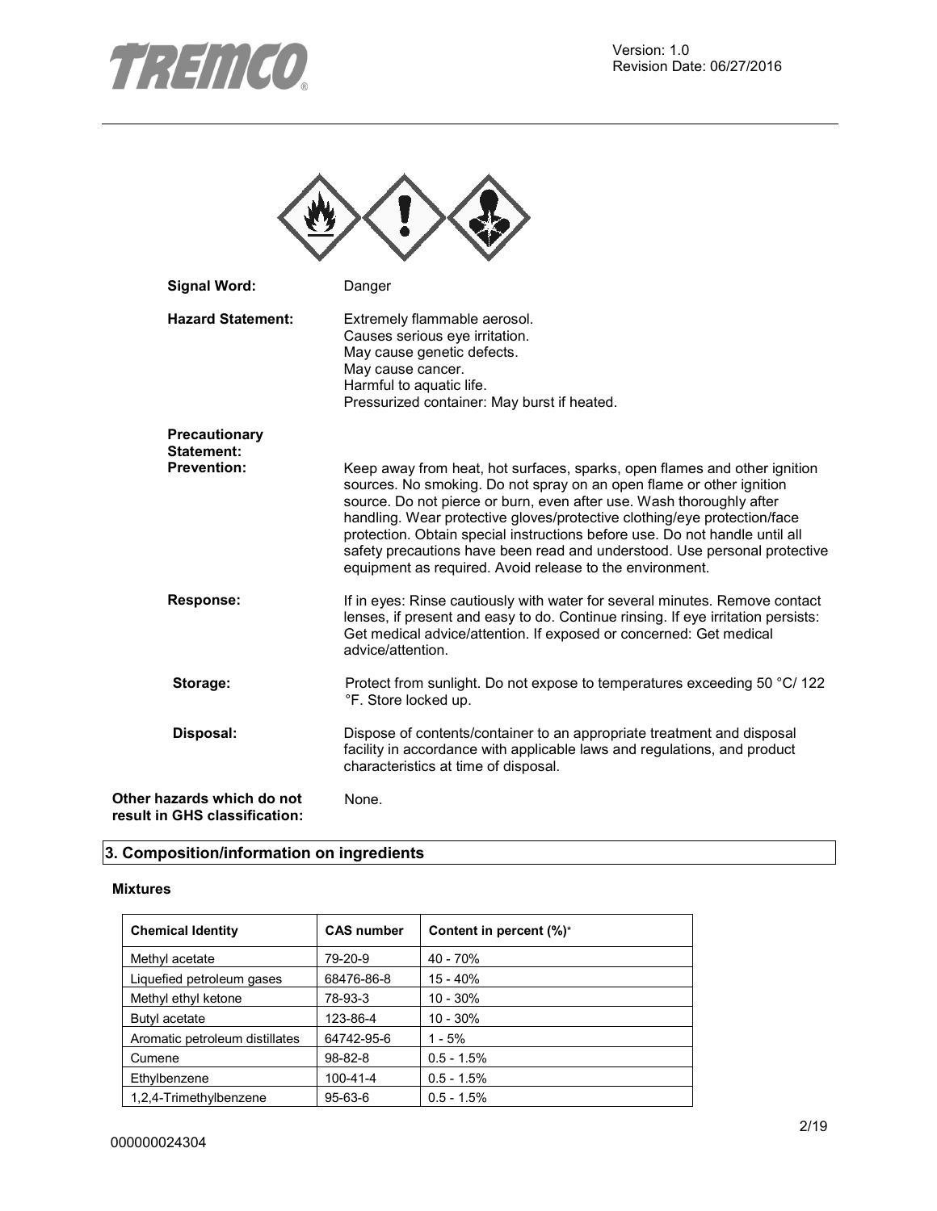**Signal Word:** Danger

**Hazard Statement:**
Extremely flammable aerosol.
Causes serious eye irritation.
May cause genetic defects.
May cause cancer.
Harmful to aquatic life.
Pressurized container: May burst if heated.

**Precautionary Statement:**

**Prevention:** Keep away from heat, hot surfaces, sparks, open flames and other ignition sources. No smoking. Do not spray on an open flame or other ignition source. Do not pierce or burn, even after use. Wash thoroughly after handling. Wear protective gloves/protective clothing/eye protection/face protection. Obtain special instructions before use. Do not handle until all safety precautions have been read and understood. Use personal protective equipment as required. Avoid release to the environment.

**Response:** If in eyes: Rinse cautiously with water for several minutes. Remove contact lenses, if present and easy to do. Continue rinsing. If eye irritation persists: Get medical advice/attention. If exposed or concerned: Get medical advice/attention.

**Storage:** Protect from sunlight. Do not expose to temperatures exceeding 50 °C/ 122 °F. Store locked up.

**Disposal:** Dispose of contents/container to an appropriate treatment and disposal facility in accordance with applicable laws and regulations, and product characteristics at time of disposal.

**Other hazards which do not result in GHS classification:** None.

## 3. Composition/information on ingredients

**Mixtures**

| Chemical Identity | CAS number | Content in percent (%)* |
|---|---|---|
| Methyl acetate | 79-20-9 | 40 - 70% |
| Liquefied petroleum gases | 68476-86-8 | 15 - 40% |
| Methyl ethyl ketone | 78-93-3 | 10 - 30% |
| Butyl acetate | 123-86-4 | 10 - 30% |
| Aromatic petroleum distillates | 64742-95-6 | 1 - 5% |
| Cumene | 98-82-8 | 0.5 - 1.5% |
| Ethylbenzene | 100-41-4 | 0.5 - 1.5% |
| 1,2,4-Trimethylbenzene | 95-63-6 | 0.5 - 1.5% |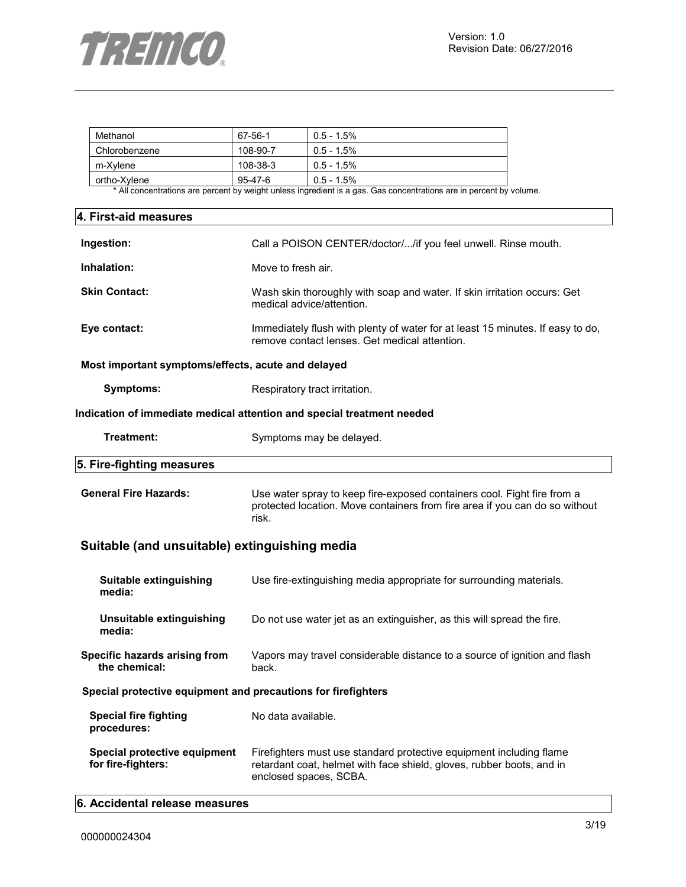| Methanol | 67-56-1 | 0.5 - 1.5% |
|---|---|---|
| Chlorobenzene | 108-90-7 | 0.5 - 1.5% |
| m-Xylene | 108-38-3 | 0.5 - 1.5% |
| ortho-Xylene | 95-47-6 | 0.5 - 1.5% |

* All concentrations are percent by weight unless ingredient is a gas. Gas concentrations are in percent by volume.

## 4. First-aid measures

**Ingestion:** Call a POISON CENTER/doctor/.../if you feel unwell. Rinse mouth.

**Inhalation:** Move to fresh air.

**Skin Contact:** Wash skin thoroughly with soap and water. If skin irritation occurs: Get medical advice/attention.

**Eye contact:** Immediately flush with plenty of water for at least 15 minutes. If easy to do, remove contact lenses. Get medical attention.

**Most important symptoms/effects, acute and delayed**

**Symptoms:** Respiratory tract irritation.

**Indication of immediate medical attention and special treatment needed**

**Treatment:** Symptoms may be delayed.

## 5. Fire-fighting measures

**General Fire Hazards:** Use water spray to keep fire-exposed containers cool. Fight fire from a protected location. Move containers from fire area if you can do so without risk.

### Suitable (and unsuitable) extinguishing media

**Suitable extinguishing media:** Use fire-extinguishing media appropriate for surrounding materials.

**Unsuitable extinguishing media:** Do not use water jet as an extinguisher, as this will spread the fire.

**Specific hazards arising from the chemical:** Vapors may travel considerable distance to a source of ignition and flash back.

**Special protective equipment and precautions for firefighters**

**Special fire fighting procedures:** No data available.

**Special protective equipment for fire-fighters:** Firefighters must use standard protective equipment including flame retardant coat, helmet with face shield, gloves, rubber boots, and in enclosed spaces, SCBA.

## 6. Accidental release measures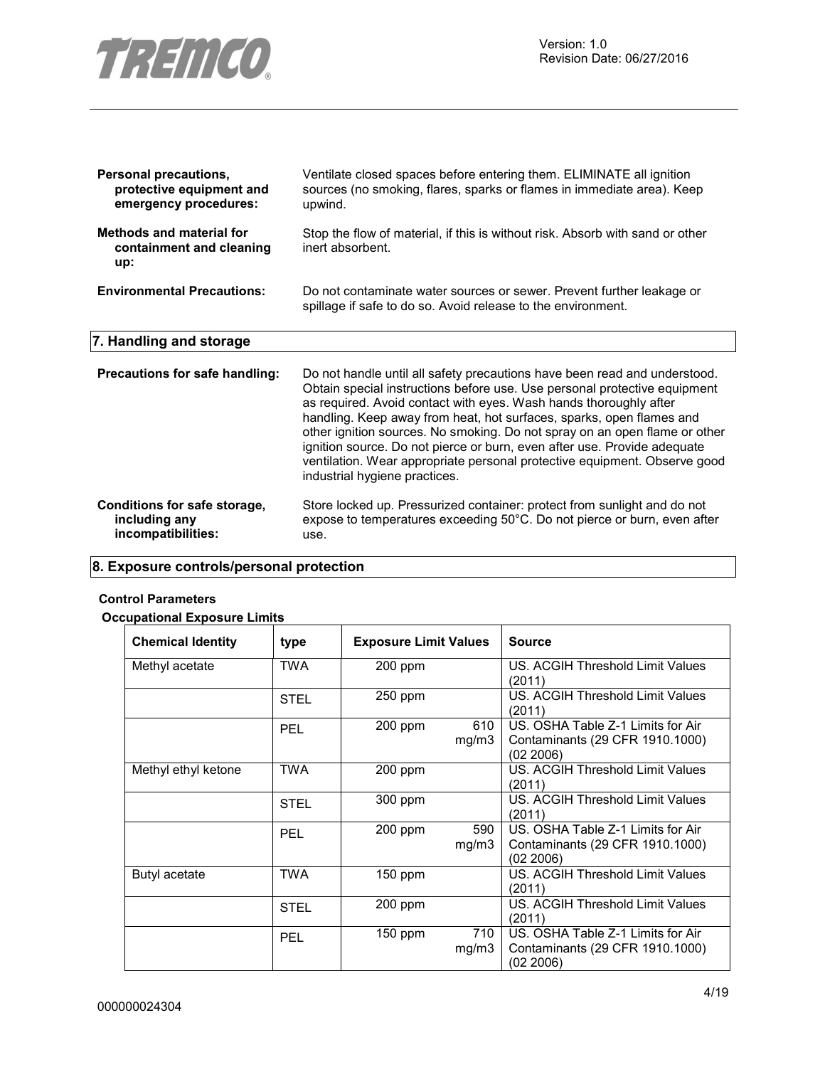**Personal precautions, protective equipment and emergency procedures:** Ventilate closed spaces before entering them. ELIMINATE all ignition sources (no smoking, flares, sparks or flames in immediate area). Keep upwind.

**Methods and material for containment and cleaning up:** Stop the flow of material, if this is without risk. Absorb with sand or other inert absorbent.

**Environmental Precautions:** Do not contaminate water sources or sewer. Prevent further leakage or spillage if safe to do so. Avoid release to the environment.

## 7. Handling and storage

**Precautions for safe handling:** Do not handle until all safety precautions have been read and understood. Obtain special instructions before use. Use personal protective equipment as required. Avoid contact with eyes. Wash hands thoroughly after handling. Keep away from heat, hot surfaces, sparks, open flames and other ignition sources. No smoking. Do not spray on an open flame or other ignition source. Do not pierce or burn, even after use. Provide adequate ventilation. Wear appropriate personal protective equipment. Observe good industrial hygiene practices.

**Conditions for safe storage, including any incompatibilities:** Store locked up. Pressurized container: protect from sunlight and do not expose to temperatures exceeding 50°C. Do not pierce or burn, even after use.

## 8. Exposure controls/personal protection

**Control Parameters**

**Occupational Exposure Limits**

| Chemical Identity | type | Exposure Limit Values | | Source |
|---|---|---|---|---|
| Methyl acetate | TWA | 200 ppm | | US. ACGIH Threshold Limit Values (2011) |
| | STEL | 250 ppm | | US. ACGIH Threshold Limit Values (2011) |
| | PEL | 200 ppm | 610 mg/m3 | US. OSHA Table Z-1 Limits for Air Contaminants (29 CFR 1910.1000) (02 2006) |
| Methyl ethyl ketone | TWA | 200 ppm | | US. ACGIH Threshold Limit Values (2011) |
| | STEL | 300 ppm | | US. ACGIH Threshold Limit Values (2011) |
| | PEL | 200 ppm | 590 mg/m3 | US. OSHA Table Z-1 Limits for Air Contaminants (29 CFR 1910.1000) (02 2006) |
| Butyl acetate | TWA | 150 ppm | | US. ACGIH Threshold Limit Values (2011) |
| | STEL | 200 ppm | | US. ACGIH Threshold Limit Values (2011) |
| | PEL | 150 ppm | 710 mg/m3 | US. OSHA Table Z-1 Limits for Air Contaminants (29 CFR 1910.1000) (02 2006) |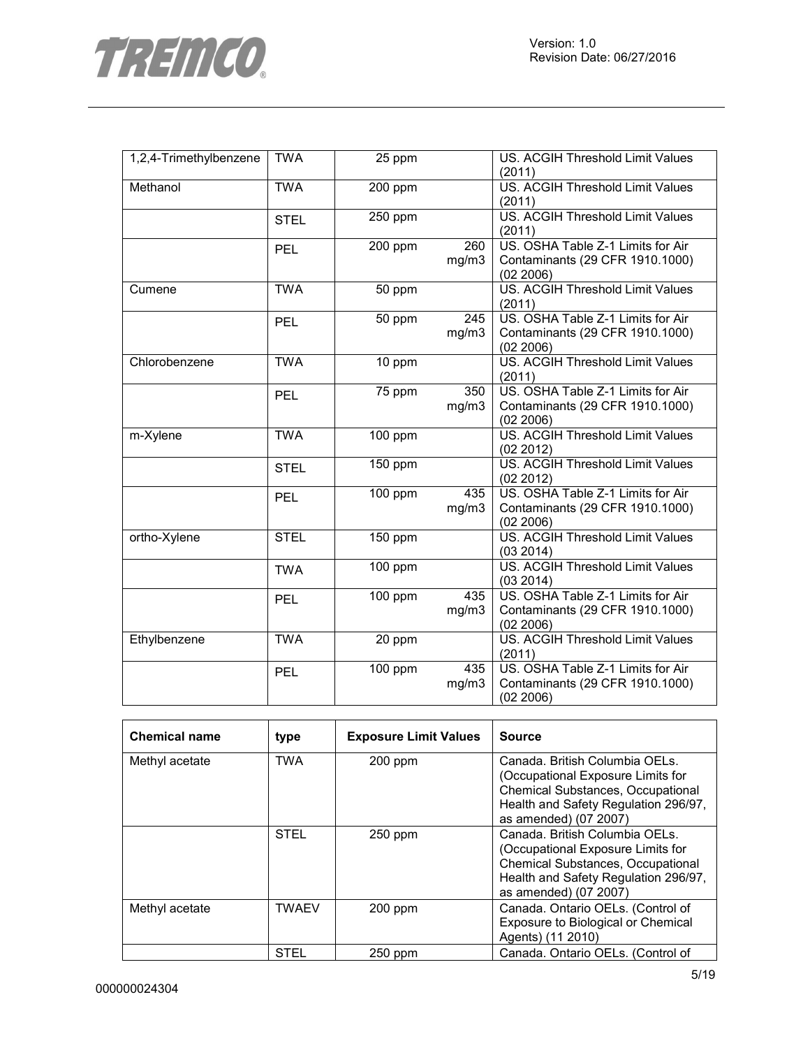| | | | | |
|---|---|---|---|---|
| 1,2,4-Trimethylbenzene | TWA | 25 ppm | | US. ACGIH Threshold Limit Values (2011) |
| Methanol | TWA | 200 ppm | | US. ACGIH Threshold Limit Values (2011) |
| | STEL | 250 ppm | | US. ACGIH Threshold Limit Values (2011) |
| | PEL | 200 ppm | 260 mg/m3 | US. OSHA Table Z-1 Limits for Air Contaminants (29 CFR 1910.1000) (02 2006) |
| Cumene | TWA | 50 ppm | | US. ACGIH Threshold Limit Values (2011) |
| | PEL | 50 ppm | 245 mg/m3 | US. OSHA Table Z-1 Limits for Air Contaminants (29 CFR 1910.1000) (02 2006) |
| Chlorobenzene | TWA | 10 ppm | | US. ACGIH Threshold Limit Values (2011) |
| | PEL | 75 ppm | 350 mg/m3 | US. OSHA Table Z-1 Limits for Air Contaminants (29 CFR 1910.1000) (02 2006) |
| m-Xylene | TWA | 100 ppm | | US. ACGIH Threshold Limit Values (02 2012) |
| | STEL | 150 ppm | | US. ACGIH Threshold Limit Values (02 2012) |
| | PEL | 100 ppm | 435 mg/m3 | US. OSHA Table Z-1 Limits for Air Contaminants (29 CFR 1910.1000) (02 2006) |
| ortho-Xylene | STEL | 150 ppm | | US. ACGIH Threshold Limit Values (03 2014) |
| | TWA | 100 ppm | | US. ACGIH Threshold Limit Values (03 2014) |
| | PEL | 100 ppm | 435 mg/m3 | US. OSHA Table Z-1 Limits for Air Contaminants (29 CFR 1910.1000) (02 2006) |
| Ethylbenzene | TWA | 20 ppm | | US. ACGIH Threshold Limit Values (2011) |
| | PEL | 100 ppm | 435 mg/m3 | US. OSHA Table Z-1 Limits for Air Contaminants (29 CFR 1910.1000) (02 2006) |

| Chemical name | type | Exposure Limit Values | Source |
|---|---|---|---|
| Methyl acetate | TWA | 200 ppm | Canada. British Columbia OELs. (Occupational Exposure Limits for Chemical Substances, Occupational Health and Safety Regulation 296/97, as amended) (07 2007) |
| | STEL | 250 ppm | Canada. British Columbia OELs. (Occupational Exposure Limits for Chemical Substances, Occupational Health and Safety Regulation 296/97, as amended) (07 2007) |
| Methyl acetate | TWAEV | 200 ppm | Canada. Ontario OELs. (Control of Exposure to Biological or Chemical Agents) (11 2010) |
| | STEL | 250 ppm | Canada. Ontario OELs. (Control of |

000000024304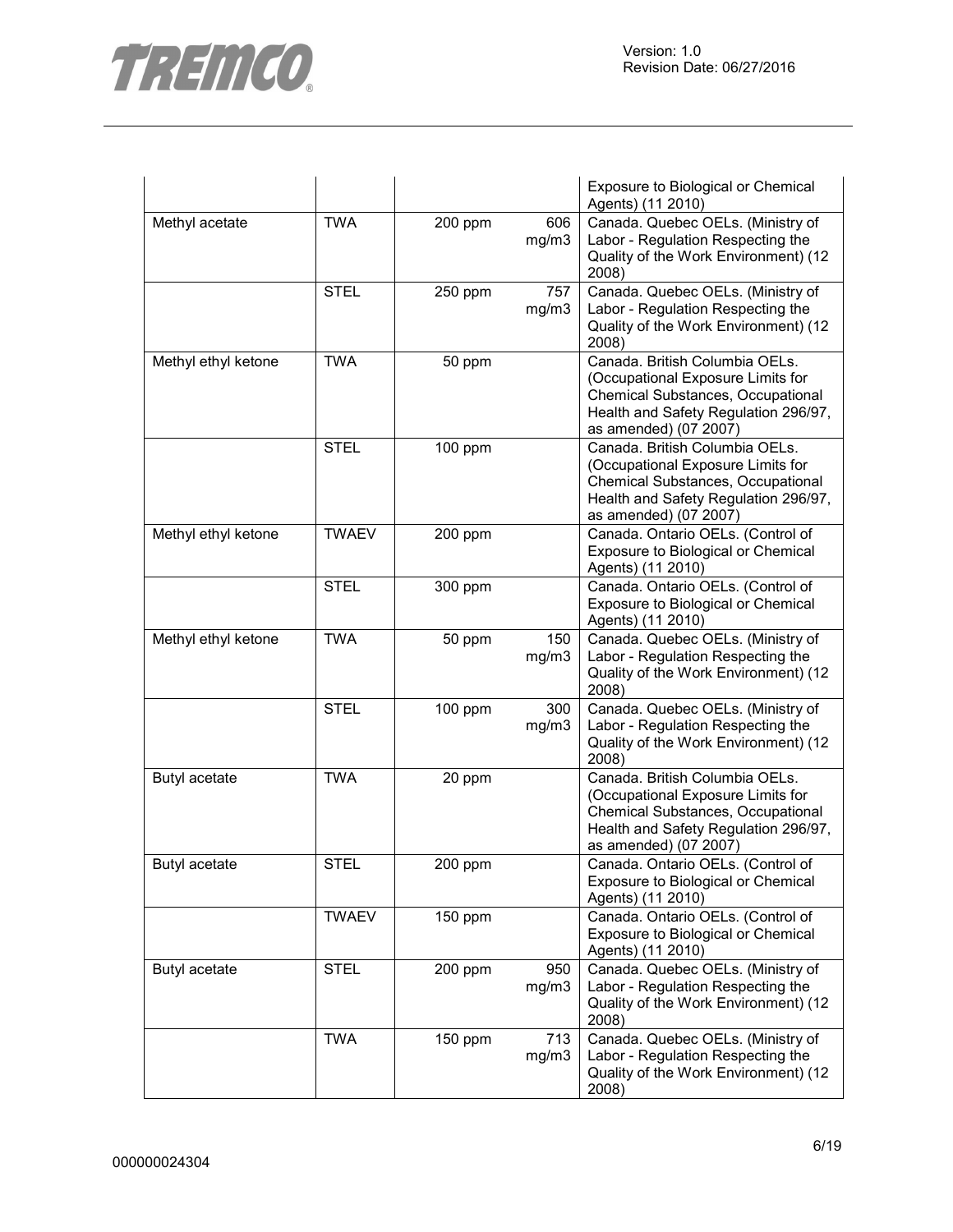| | | | | |
|---|---|---|---|---|
| | | | | Exposure to Biological or Chemical Agents) (11 2010) |
| Methyl acetate | TWA | 200 ppm | 606 mg/m3 | Canada. Quebec OELs. (Ministry of Labor - Regulation Respecting the Quality of the Work Environment) (12 2008) |
| | STEL | 250 ppm | 757 mg/m3 | Canada. Quebec OELs. (Ministry of Labor - Regulation Respecting the Quality of the Work Environment) (12 2008) |
| Methyl ethyl ketone | TWA | 50 ppm | | Canada. British Columbia OELs. (Occupational Exposure Limits for Chemical Substances, Occupational Health and Safety Regulation 296/97, as amended) (07 2007) |
| | STEL | 100 ppm | | Canada. British Columbia OELs. (Occupational Exposure Limits for Chemical Substances, Occupational Health and Safety Regulation 296/97, as amended) (07 2007) |
| Methyl ethyl ketone | TWAEV | 200 ppm | | Canada. Ontario OELs. (Control of Exposure to Biological or Chemical Agents) (11 2010) |
| | STEL | 300 ppm | | Canada. Ontario OELs. (Control of Exposure to Biological or Chemical Agents) (11 2010) |
| Methyl ethyl ketone | TWA | 50 ppm | 150 mg/m3 | Canada. Quebec OELs. (Ministry of Labor - Regulation Respecting the Quality of the Work Environment) (12 2008) |
| | STEL | 100 ppm | 300 mg/m3 | Canada. Quebec OELs. (Ministry of Labor - Regulation Respecting the Quality of the Work Environment) (12 2008) |
| Butyl acetate | TWA | 20 ppm | | Canada. British Columbia OELs. (Occupational Exposure Limits for Chemical Substances, Occupational Health and Safety Regulation 296/97, as amended) (07 2007) |
| Butyl acetate | STEL | 200 ppm | | Canada. Ontario OELs. (Control of Exposure to Biological or Chemical Agents) (11 2010) |
| | TWAEV | 150 ppm | | Canada. Ontario OELs. (Control of Exposure to Biological or Chemical Agents) (11 2010) |
| Butyl acetate | STEL | 200 ppm | 950 mg/m3 | Canada. Quebec OELs. (Ministry of Labor - Regulation Respecting the Quality of the Work Environment) (12 2008) |
| | TWA | 150 ppm | 713 mg/m3 | Canada. Quebec OELs. (Ministry of Labor - Regulation Respecting the Quality of the Work Environment) (12 2008) |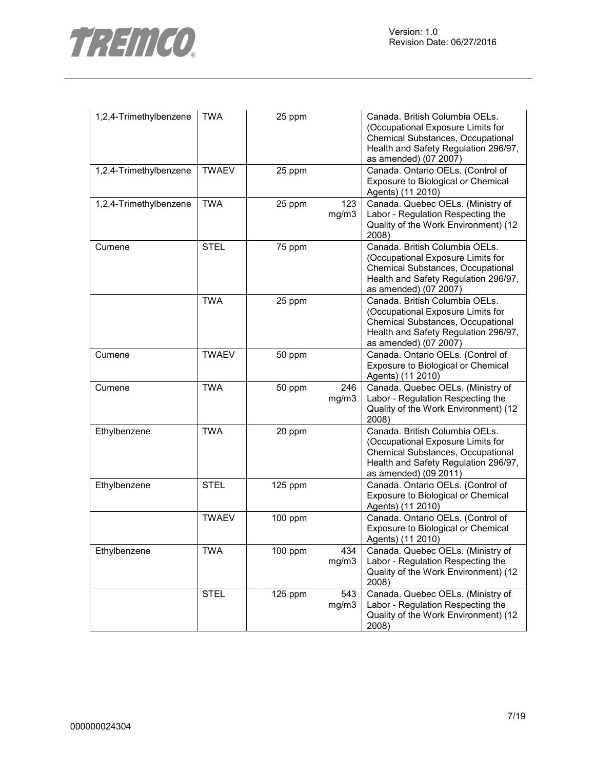| | | | | |
|---|---|---|---|---|
| 1,2,4-Trimethylbenzene | TWA | 25 ppm | | Canada. British Columbia OELs. (Occupational Exposure Limits for Chemical Substances, Occupational Health and Safety Regulation 296/97, as amended) (07 2007) |
| 1,2,4-Trimethylbenzene | TWAEV | 25 ppm | | Canada. Ontario OELs. (Control of Exposure to Biological or Chemical Agents) (11 2010) |
| 1,2,4-Trimethylbenzene | TWA | 25 ppm | 123 mg/m3 | Canada. Quebec OELs. (Ministry of Labor - Regulation Respecting the Quality of the Work Environment) (12 2008) |
| Cumene | STEL | 75 ppm | | Canada. British Columbia OELs. (Occupational Exposure Limits for Chemical Substances, Occupational Health and Safety Regulation 296/97, as amended) (07 2007) |
| | TWA | 25 ppm | | Canada. British Columbia OELs. (Occupational Exposure Limits for Chemical Substances, Occupational Health and Safety Regulation 296/97, as amended) (07 2007) |
| Cumene | TWAEV | 50 ppm | | Canada. Ontario OELs. (Control of Exposure to Biological or Chemical Agents) (11 2010) |
| Cumene | TWA | 50 ppm | 246 mg/m3 | Canada. Quebec OELs. (Ministry of Labor - Regulation Respecting the Quality of the Work Environment) (12 2008) |
| Ethylbenzene | TWA | 20 ppm | | Canada. British Columbia OELs. (Occupational Exposure Limits for Chemical Substances, Occupational Health and Safety Regulation 296/97, as amended) (09 2011) |
| Ethylbenzene | STEL | 125 ppm | | Canada. Ontario OELs. (Control of Exposure to Biological or Chemical Agents) (11 2010) |
| | TWAEV | 100 ppm | | Canada. Ontario OELs. (Control of Exposure to Biological or Chemical Agents) (11 2010) |
| Ethylbenzene | TWA | 100 ppm | 434 mg/m3 | Canada. Quebec OELs. (Ministry of Labor - Regulation Respecting the Quality of the Work Environment) (12 2008) |
| | STEL | 125 ppm | 543 mg/m3 | Canada. Quebec OELs. (Ministry of Labor - Regulation Respecting the Quality of the Work Environment) (12 2008) |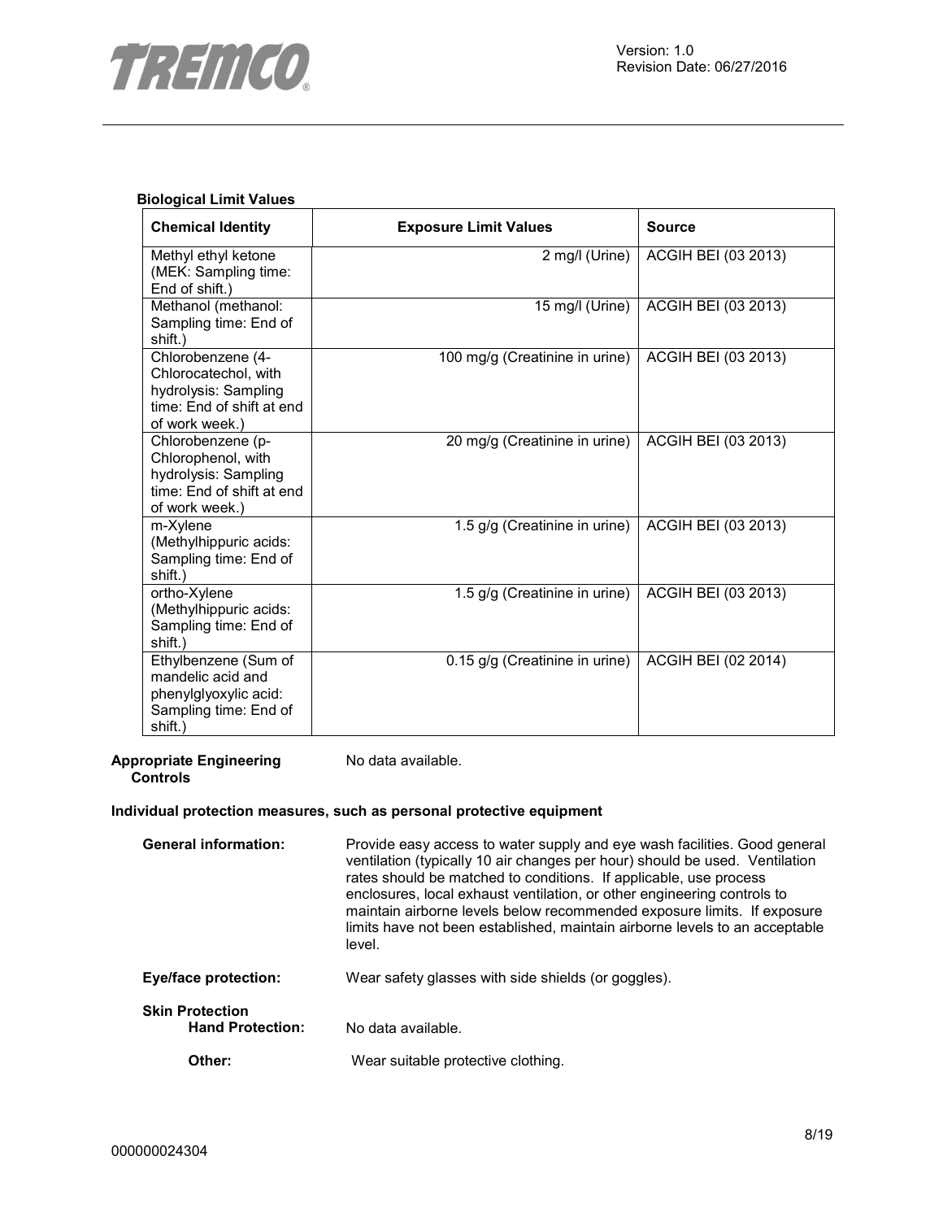**Biological Limit Values**

| Chemical Identity | Exposure Limit Values | Source |
|---|---|---|
| Methyl ethyl ketone (MEK: Sampling time: End of shift.) | 2 mg/l (Urine) | ACGIH BEI (03 2013) |
| Methanol (methanol: Sampling time: End of shift.) | 15 mg/l (Urine) | ACGIH BEI (03 2013) |
| Chlorobenzene (4-Chlorocatechol, with hydrolysis: Sampling time: End of shift at end of work week.) | 100 mg/g (Creatinine in urine) | ACGIH BEI (03 2013) |
| Chlorobenzene (p-Chlorophenol, with hydrolysis: Sampling time: End of shift at end of work week.) | 20 mg/g (Creatinine in urine) | ACGIH BEI (03 2013) |
| m-Xylene (Methylhippuric acids: Sampling time: End of shift.) | 1.5 g/g (Creatinine in urine) | ACGIH BEI (03 2013) |
| ortho-Xylene (Methylhippuric acids: Sampling time: End of shift.) | 1.5 g/g (Creatinine in urine) | ACGIH BEI (03 2013) |
| Ethylbenzene (Sum of mandelic acid and phenylglyoxylic acid: Sampling time: End of shift.) | 0.15 g/g (Creatinine in urine) | ACGIH BEI (02 2014) |

**Appropriate Engineering Controls**: No data available.

**Individual protection measures, such as personal protective equipment**

**General information:** Provide easy access to water supply and eye wash facilities. Good general ventilation (typically 10 air changes per hour) should be used. Ventilation rates should be matched to conditions. If applicable, use process enclosures, local exhaust ventilation, or other engineering controls to maintain airborne levels below recommended exposure limits. If exposure limits have not been established, maintain airborne levels to an acceptable level.

**Eye/face protection:** Wear safety glasses with side shields (or goggles).

**Skin Protection**

**Hand Protection:** No data available.

**Other:** Wear suitable protective clothing.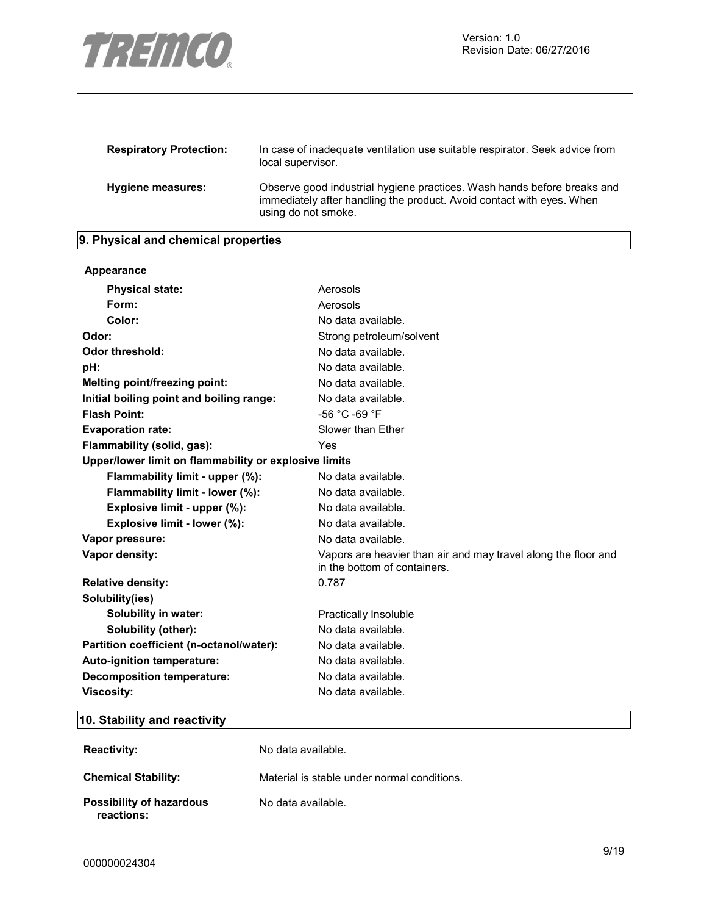| | |
|---|---|
| **Respiratory Protection:** | In case of inadequate ventilation use suitable respirator. Seek advice from local supervisor. |
| **Hygiene measures:** | Observe good industrial hygiene practices. Wash hands before breaks and immediately after handling the product. Avoid contact with eyes. When using do not smoke. |

## 9. Physical and chemical properties

**Appearance**

| | |
|---|---|
| **Physical state:** | Aerosols |
| **Form:** | Aerosols |
| **Color:** | No data available. |
| **Odor:** | Strong petroleum/solvent |
| **Odor threshold:** | No data available. |
| **pH:** | No data available. |
| **Melting point/freezing point:** | No data available. |
| **Initial boiling point and boiling range:** | No data available. |
| **Flash Point:** | -56 °C -69 °F |
| **Evaporation rate:** | Slower than Ether |
| **Flammability (solid, gas):** | Yes |
| **Upper/lower limit on flammability or explosive limits** | |
| **Flammability limit - upper (%):** | No data available. |
| **Flammability limit - lower (%):** | No data available. |
| **Explosive limit - upper (%):** | No data available. |
| **Explosive limit - lower (%):** | No data available. |
| **Vapor pressure:** | No data available. |
| **Vapor density:** | Vapors are heavier than air and may travel along the floor and in the bottom of containers. |
| **Relative density:** | 0.787 |
| **Solubility(ies)** | |
| **Solubility in water:** | Practically Insoluble |
| **Solubility (other):** | No data available. |
| **Partition coefficient (n-octanol/water):** | No data available. |
| **Auto-ignition temperature:** | No data available. |
| **Decomposition temperature:** | No data available. |
| **Viscosity:** | No data available. |

## 10. Stability and reactivity

| | |
|---|---|
| **Reactivity:** | No data available. |
| **Chemical Stability:** | Material is stable under normal conditions. |
| **Possibility of hazardous reactions:** | No data available. |

000000024304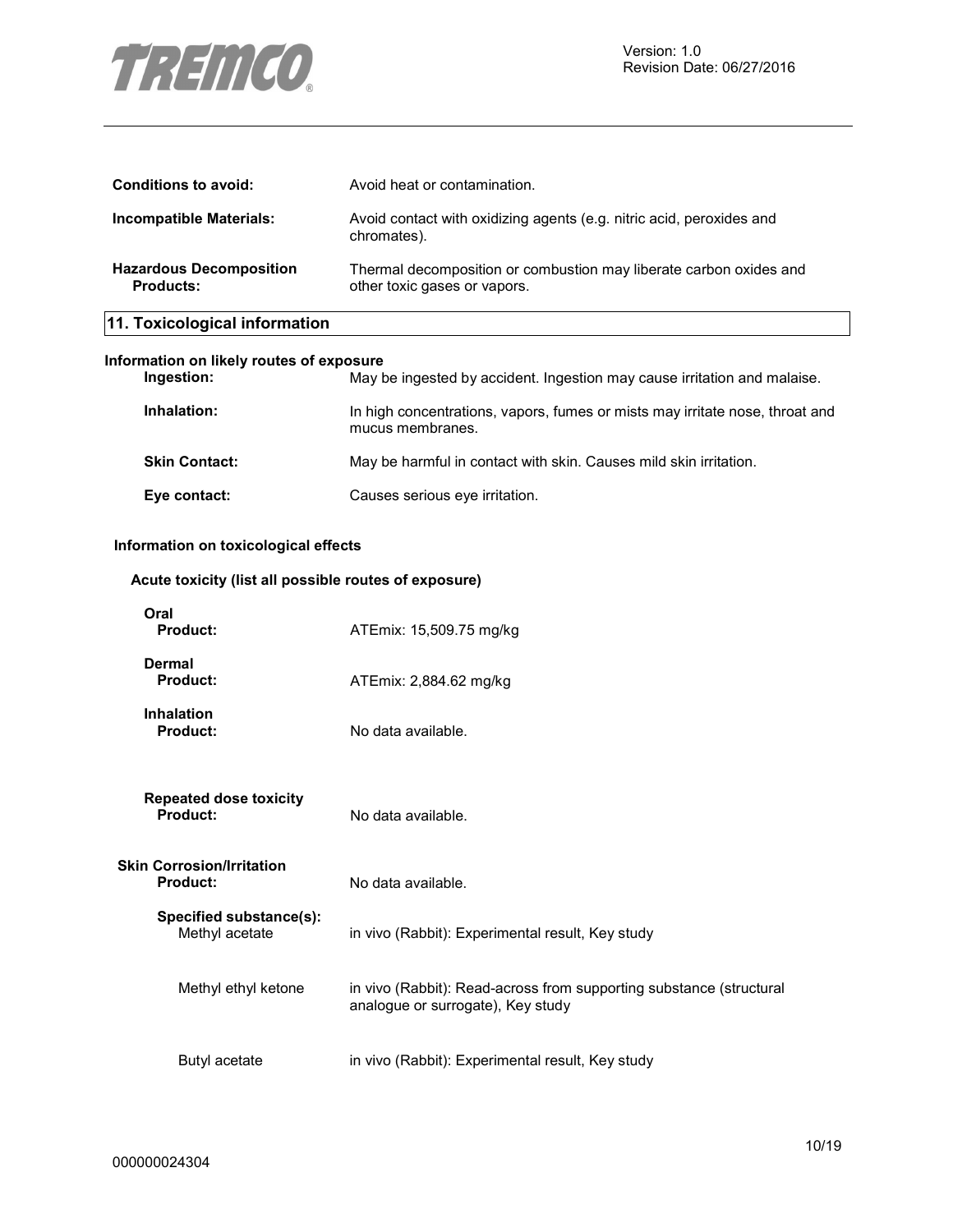**Conditions to avoid:** Avoid heat or contamination.

**Incompatible Materials:** Avoid contact with oxidizing agents (e.g. nitric acid, peroxides and chromates).

**Hazardous Decomposition Products:** Thermal decomposition or combustion may liberate carbon oxides and other toxic gases or vapors.

## 11. Toxicological information

**Information on likely routes of exposure**

**Ingestion:** May be ingested by accident. Ingestion may cause irritation and malaise.

**Inhalation:** In high concentrations, vapors, fumes or mists may irritate nose, throat and mucus membranes.

**Skin Contact:** May be harmful in contact with skin. Causes mild skin irritation.

**Eye contact:** Causes serious eye irritation.

**Information on toxicological effects**

**Acute toxicity (list all possible routes of exposure)**

**Oral**
**Product:** ATEmix: 15,509.75 mg/kg

**Dermal**
**Product:** ATEmix: 2,884.62 mg/kg

**Inhalation**
**Product:** No data available.

**Repeated dose toxicity**
**Product:** No data available.

**Skin Corrosion/Irritation**
**Product:** No data available.

**Specified substance(s):**

Methyl acetate: in vivo (Rabbit): Experimental result, Key study

Methyl ethyl ketone: in vivo (Rabbit): Read-across from supporting substance (structural analogue or surrogate), Key study

Butyl acetate: in vivo (Rabbit): Experimental result, Key study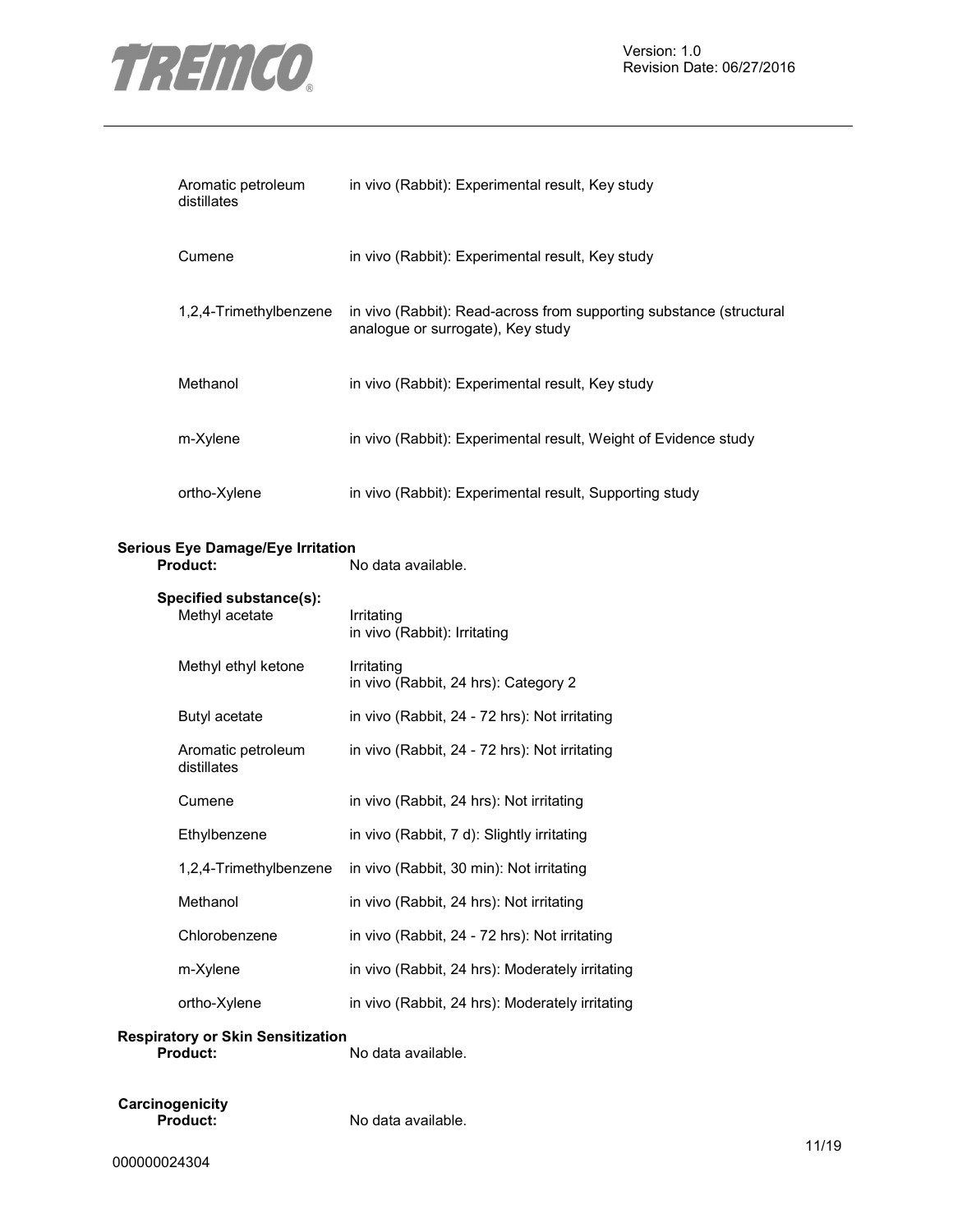| | |
|---|---|
| Aromatic petroleum distillates | in vivo (Rabbit): Experimental result, Key study |
| Cumene | in vivo (Rabbit): Experimental result, Key study |
| 1,2,4-Trimethylbenzene | in vivo (Rabbit): Read-across from supporting substance (structural analogue or surrogate), Key study |
| Methanol | in vivo (Rabbit): Experimental result, Key study |
| m-Xylene | in vivo (Rabbit): Experimental result, Weight of Evidence study |
| ortho-Xylene | in vivo (Rabbit): Experimental result, Supporting study |

**Serious Eye Damage/Eye Irritation**

**Product:** No data available.

**Specified substance(s):**

| | |
|---|---|
| Methyl acetate | Irritating<br>in vivo (Rabbit): Irritating |
| Methyl ethyl ketone | Irritating<br>in vivo (Rabbit, 24 hrs): Category 2 |
| Butyl acetate | in vivo (Rabbit, 24 - 72 hrs): Not irritating |
| Aromatic petroleum distillates | in vivo (Rabbit, 24 - 72 hrs): Not irritating |
| Cumene | in vivo (Rabbit, 24 hrs): Not irritating |
| Ethylbenzene | in vivo (Rabbit, 7 d): Slightly irritating |
| 1,2,4-Trimethylbenzene | in vivo (Rabbit, 30 min): Not irritating |
| Methanol | in vivo (Rabbit, 24 hrs): Not irritating |
| Chlorobenzene | in vivo (Rabbit, 24 - 72 hrs): Not irritating |
| m-Xylene | in vivo (Rabbit, 24 hrs): Moderately irritating |
| ortho-Xylene | in vivo (Rabbit, 24 hrs): Moderately irritating |

**Respiratory or Skin Sensitization**

**Product:** No data available.

**Carcinogenicity**

**Product:** No data available.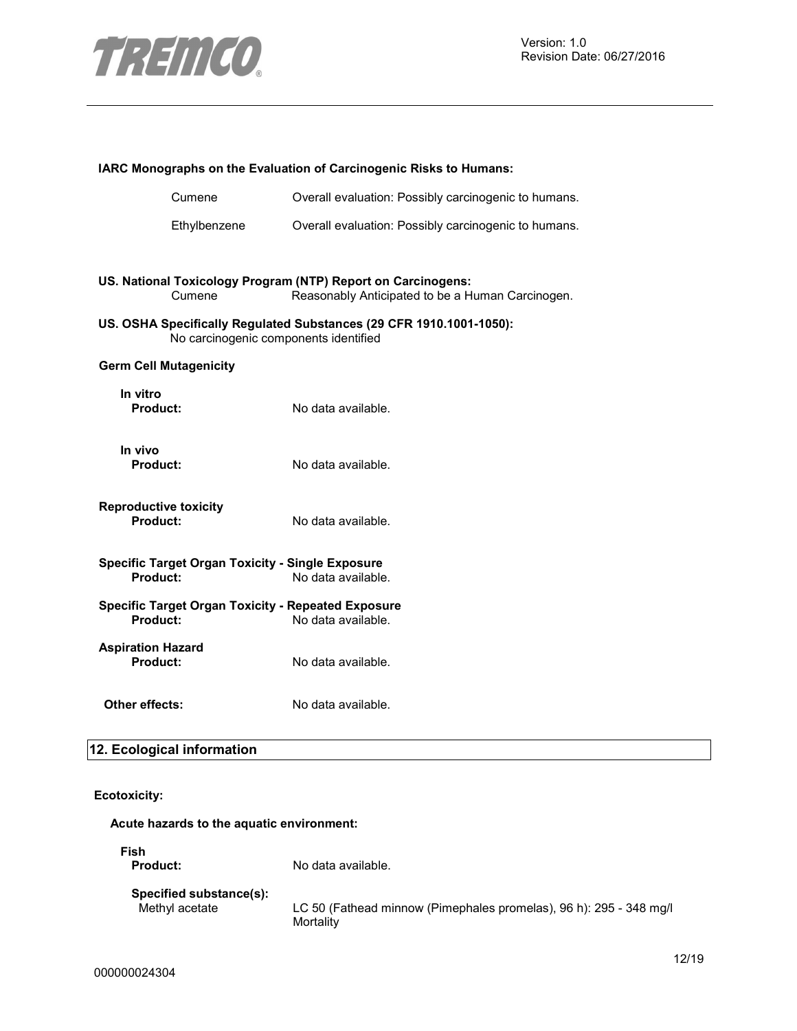**IARC Monographs on the Evaluation of Carcinogenic Risks to Humans:**

| | |
|---|---|
| Cumene | Overall evaluation: Possibly carcinogenic to humans. |
| Ethylbenzene | Overall evaluation: Possibly carcinogenic to humans. |

**US. National Toxicology Program (NTP) Report on Carcinogens:**

| | |
|---|---|
| Cumene | Reasonably Anticipated to be a Human Carcinogen. |

**US. OSHA Specifically Regulated Substances (29 CFR 1910.1001-1050):**

No carcinogenic components identified

**Germ Cell Mutagenicity**

**In vitro**

**Product:** No data available.

**In vivo**

**Product:** No data available.

**Reproductive toxicity**

**Product:** No data available.

**Specific Target Organ Toxicity - Single Exposure**

**Product:** No data available.

**Specific Target Organ Toxicity - Repeated Exposure**

**Product:** No data available.

**Aspiration Hazard**

**Product:** No data available.

**Other effects:** No data available.

## 12. Ecological information

**Ecotoxicity:**

**Acute hazards to the aquatic environment:**

**Fish**

**Product:** No data available.

**Specified substance(s):**

| | |
|---|---|
| Methyl acetate | LC 50 (Fathead minnow (Pimephales promelas), 96 h): 295 - 348 mg/l Mortality |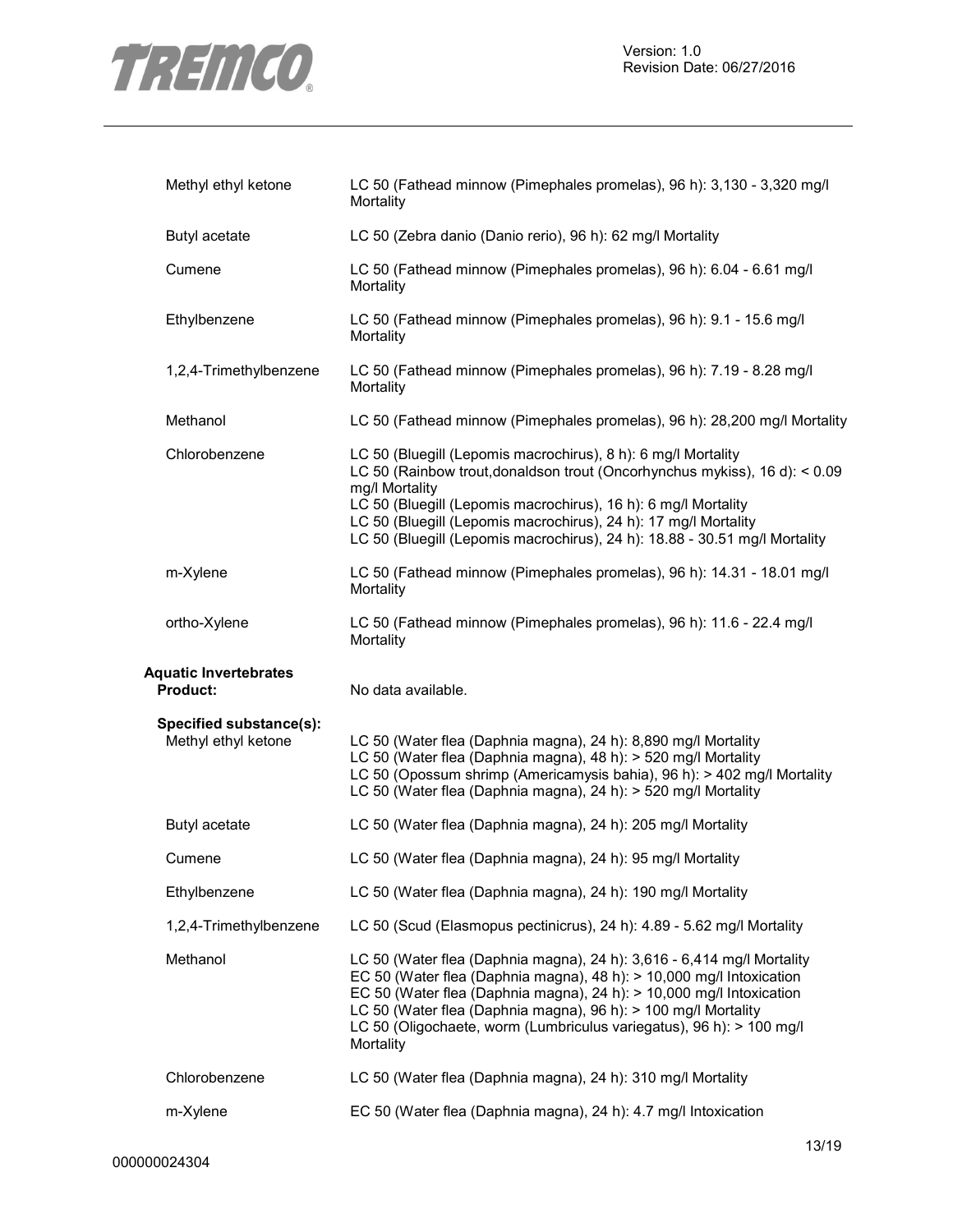| | |
|---|---|
| Methyl ethyl ketone | LC 50 (Fathead minnow (Pimephales promelas), 96 h): 3,130 - 3,320 mg/l Mortality |
| Butyl acetate | LC 50 (Zebra danio (Danio rerio), 96 h): 62 mg/l Mortality |
| Cumene | LC 50 (Fathead minnow (Pimephales promelas), 96 h): 6.04 - 6.61 mg/l Mortality |
| Ethylbenzene | LC 50 (Fathead minnow (Pimephales promelas), 96 h): 9.1 - 15.6 mg/l Mortality |
| 1,2,4-Trimethylbenzene | LC 50 (Fathead minnow (Pimephales promelas), 96 h): 7.19 - 8.28 mg/l Mortality |
| Methanol | LC 50 (Fathead minnow (Pimephales promelas), 96 h): 28,200 mg/l Mortality |
| Chlorobenzene | LC 50 (Bluegill (Lepomis macrochirus), 8 h): 6 mg/l Mortality<br>LC 50 (Rainbow trout,donaldson trout (Oncorhynchus mykiss), 16 d): < 0.09 mg/l Mortality<br>LC 50 (Bluegill (Lepomis macrochirus), 16 h): 6 mg/l Mortality<br>LC 50 (Bluegill (Lepomis macrochirus), 24 h): 17 mg/l Mortality<br>LC 50 (Bluegill (Lepomis macrochirus), 24 h): 18.88 - 30.51 mg/l Mortality |
| m-Xylene | LC 50 (Fathead minnow (Pimephales promelas), 96 h): 14.31 - 18.01 mg/l Mortality |
| ortho-Xylene | LC 50 (Fathead minnow (Pimephales promelas), 96 h): 11.6 - 22.4 mg/l Mortality |

**Aquatic Invertebrates**

**Product:** No data available.

**Specified substance(s):**

| | |
|---|---|
| Methyl ethyl ketone | LC 50 (Water flea (Daphnia magna), 24 h): 8,890 mg/l Mortality<br>LC 50 (Water flea (Daphnia magna), 48 h): > 520 mg/l Mortality<br>LC 50 (Opossum shrimp (Americamysis bahia), 96 h): > 402 mg/l Mortality<br>LC 50 (Water flea (Daphnia magna), 24 h): > 520 mg/l Mortality |
| Butyl acetate | LC 50 (Water flea (Daphnia magna), 24 h): 205 mg/l Mortality |
| Cumene | LC 50 (Water flea (Daphnia magna), 24 h): 95 mg/l Mortality |
| Ethylbenzene | LC 50 (Water flea (Daphnia magna), 24 h): 190 mg/l Mortality |
| 1,2,4-Trimethylbenzene | LC 50 (Scud (Elasmopus pectinicrus), 24 h): 4.89 - 5.62 mg/l Mortality |
| Methanol | LC 50 (Water flea (Daphnia magna), 24 h): 3,616 - 6,414 mg/l Mortality<br>EC 50 (Water flea (Daphnia magna), 48 h): > 10,000 mg/l Intoxication<br>EC 50 (Water flea (Daphnia magna), 24 h): > 10,000 mg/l Intoxication<br>LC 50 (Water flea (Daphnia magna), 96 h): > 100 mg/l Mortality<br>LC 50 (Oligochaete, worm (Lumbriculus variegatus), 96 h): > 100 mg/l Mortality |
| Chlorobenzene | LC 50 (Water flea (Daphnia magna), 24 h): 310 mg/l Mortality |
| m-Xylene | EC 50 (Water flea (Daphnia magna), 24 h): 4.7 mg/l Intoxication |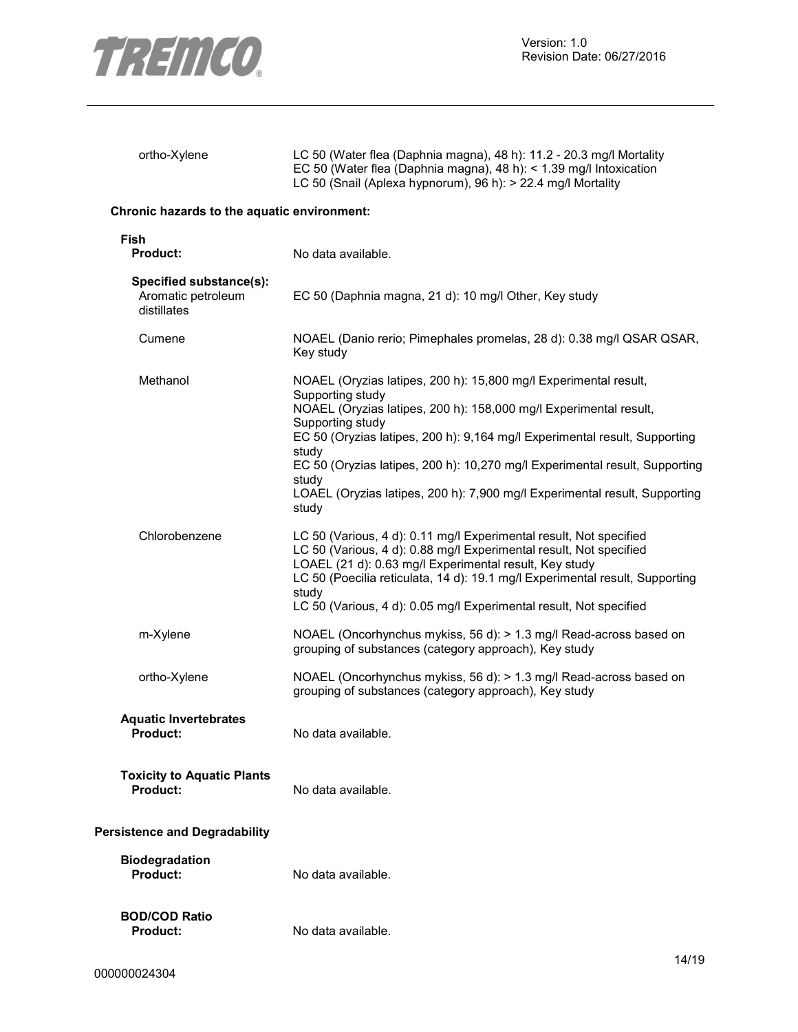ortho-Xylene

LC 50 (Water flea (Daphnia magna), 48 h): 11.2 - 20.3 mg/l Mortality
EC 50 (Water flea (Daphnia magna), 48 h): < 1.39 mg/l Intoxication
LC 50 (Snail (Aplexa hypnorum), 96 h): > 22.4 mg/l Mortality

**Chronic hazards to the aquatic environment:**

**Fish**

**Product:** No data available.

**Specified substance(s):**

| Substance | Data |
|---|---|
| Aromatic petroleum distillates | EC 50 (Daphnia magna, 21 d): 10 mg/l Other, Key study |
| Cumene | NOAEL (Danio rerio; Pimephales promelas, 28 d): 0.38 mg/l QSAR QSAR, Key study |
| Methanol | NOAEL (Oryzias latipes, 200 h): 15,800 mg/l Experimental result, Supporting study<br>NOAEL (Oryzias latipes, 200 h): 158,000 mg/l Experimental result, Supporting study<br>EC 50 (Oryzias latipes, 200 h): 9,164 mg/l Experimental result, Supporting study<br>EC 50 (Oryzias latipes, 200 h): 10,270 mg/l Experimental result, Supporting study<br>LOAEL (Oryzias latipes, 200 h): 7,900 mg/l Experimental result, Supporting study |
| Chlorobenzene | LC 50 (Various, 4 d): 0.11 mg/l Experimental result, Not specified<br>LC 50 (Various, 4 d): 0.88 mg/l Experimental result, Not specified<br>LOAEL (21 d): 0.63 mg/l Experimental result, Key study<br>LC 50 (Poecilia reticulata, 14 d): 19.1 mg/l Experimental result, Supporting study<br>LC 50 (Various, 4 d): 0.05 mg/l Experimental result, Not specified |
| m-Xylene | NOAEL (Oncorhynchus mykiss, 56 d): > 1.3 mg/l Read-across based on grouping of substances (category approach), Key study |
| ortho-Xylene | NOAEL (Oncorhynchus mykiss, 56 d): > 1.3 mg/l Read-across based on grouping of substances (category approach), Key study |

**Aquatic Invertebrates**

**Product:** No data available.

**Toxicity to Aquatic Plants**

**Product:** No data available.

**Persistence and Degradability**

**Biodegradation**

**Product:** No data available.

**BOD/COD Ratio**

**Product:** No data available.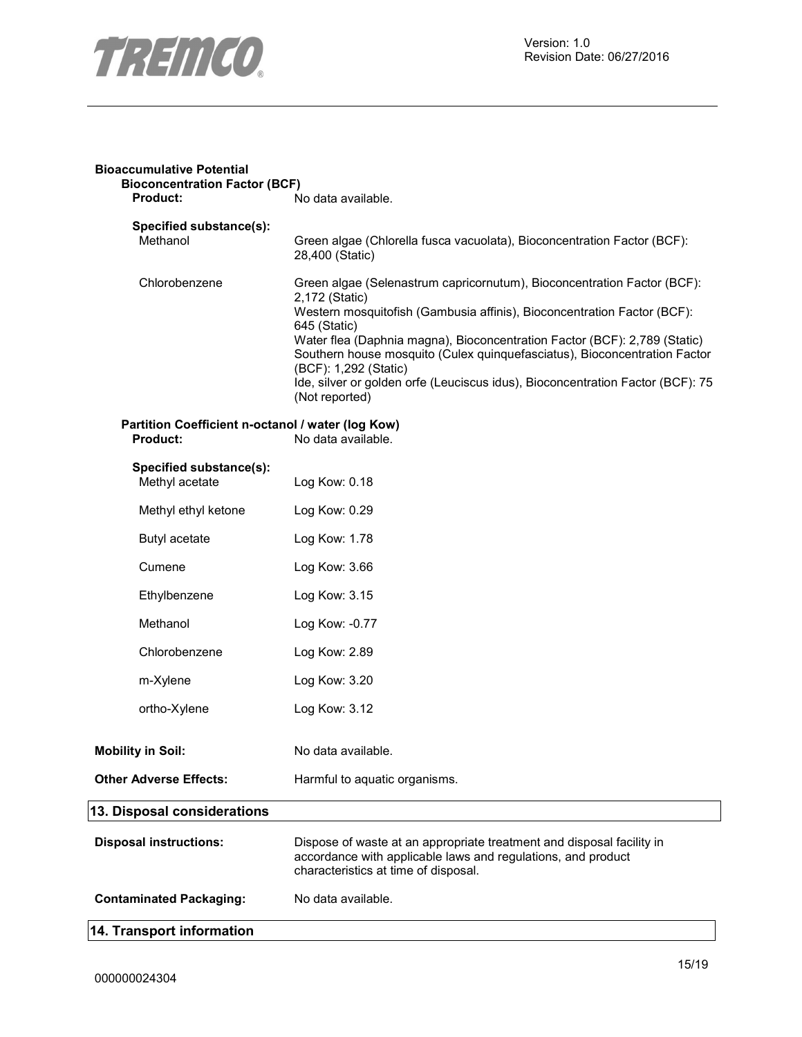**Bioaccumulative Potential**

**Bioconcentration Factor (BCF)**

**Product:** No data available.

**Specified substance(s):**

| | |
|---|---|
| Methanol | Green algae (Chlorella fusca vacuolata), Bioconcentration Factor (BCF): 28,400 (Static) |
| Chlorobenzene | Green algae (Selenastrum capricornutum), Bioconcentration Factor (BCF): 2,172 (Static)<br>Western mosquitofish (Gambusia affinis), Bioconcentration Factor (BCF): 645 (Static)<br>Water flea (Daphnia magna), Bioconcentration Factor (BCF): 2,789 (Static)<br>Southern house mosquito (Culex quinquefasciatus), Bioconcentration Factor (BCF): 1,292 (Static)<br>Ide, silver or golden orfe (Leuciscus idus), Bioconcentration Factor (BCF): 75 (Not reported) |

**Partition Coefficient n-octanol / water (log Kow)**

**Product:** No data available.

**Specified substance(s):**

| | |
|---|---|
| Methyl acetate | Log Kow: 0.18 |
| Methyl ethyl ketone | Log Kow: 0.29 |
| Butyl acetate | Log Kow: 1.78 |
| Cumene | Log Kow: 3.66 |
| Ethylbenzene | Log Kow: 3.15 |
| Methanol | Log Kow: -0.77 |
| Chlorobenzene | Log Kow: 2.89 |
| m-Xylene | Log Kow: 3.20 |
| ortho-Xylene | Log Kow: 3.12 |

**Mobility in Soil:** No data available.

**Other Adverse Effects:** Harmful to aquatic organisms.

## 13. Disposal considerations

**Disposal instructions:** Dispose of waste at an appropriate treatment and disposal facility in accordance with applicable laws and regulations, and product characteristics at time of disposal.

**Contaminated Packaging:** No data available.

## 14. Transport information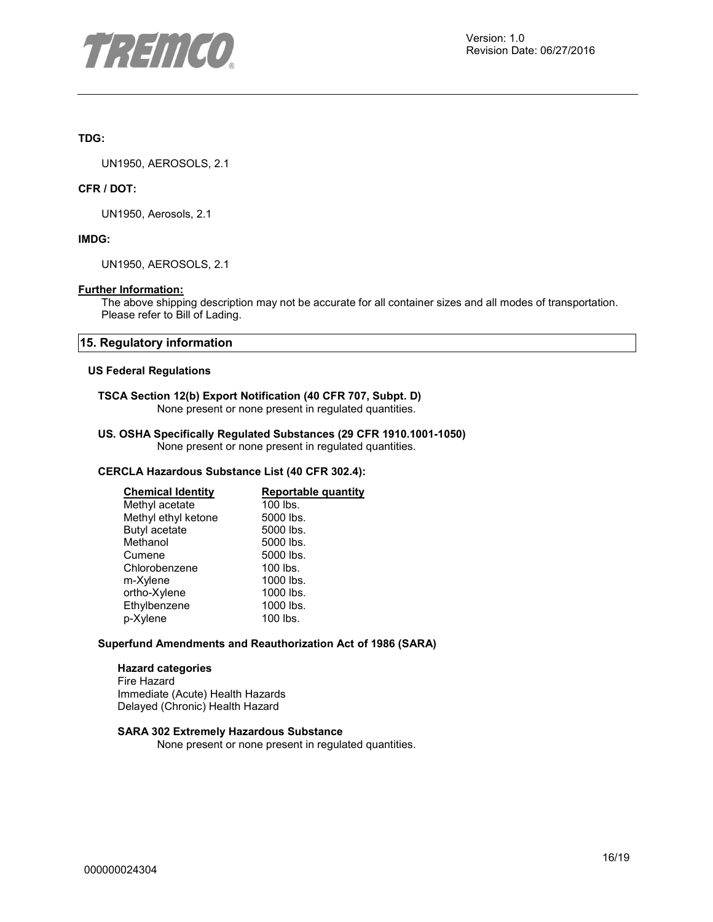**TDG:**

UN1950, AEROSOLS, 2.1

**CFR / DOT:**

UN1950, Aerosols, 2.1

**IMDG:**

UN1950, AEROSOLS, 2.1

**Further Information:**

The above shipping description may not be accurate for all container sizes and all modes of transportation. Please refer to Bill of Lading.

## 15. Regulatory information

### US Federal Regulations

**TSCA Section 12(b) Export Notification (40 CFR 707, Subpt. D)**

None present or none present in regulated quantities.

**US. OSHA Specifically Regulated Substances (29 CFR 1910.1001-1050)**

None present or none present in regulated quantities.

**CERCLA Hazardous Substance List (40 CFR 302.4):**

| Chemical Identity | Reportable quantity |
|---|---|
| Methyl acetate | 100 lbs. |
| Methyl ethyl ketone | 5000 lbs. |
| Butyl acetate | 5000 lbs. |
| Methanol | 5000 lbs. |
| Cumene | 5000 lbs. |
| Chlorobenzene | 100 lbs. |
| m-Xylene | 1000 lbs. |
| ortho-Xylene | 1000 lbs. |
| Ethylbenzene | 1000 lbs. |
| p-Xylene | 100 lbs. |

**Superfund Amendments and Reauthorization Act of 1986 (SARA)**

**Hazard categories**

Fire Hazard
Immediate (Acute) Health Hazards
Delayed (Chronic) Health Hazard

**SARA 302 Extremely Hazardous Substance**

None present or none present in regulated quantities.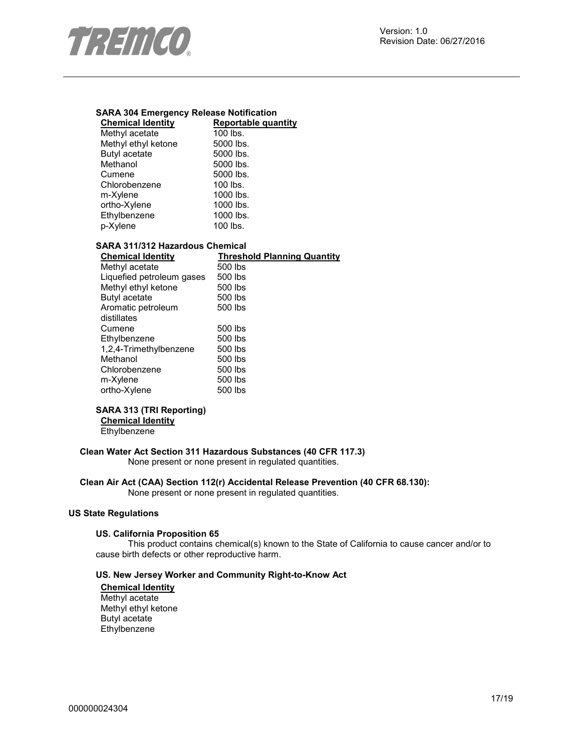**SARA 304 Emergency Release Notification**

| Chemical Identity | Reportable quantity |
|---|---|
| Methyl acetate | 100 lbs. |
| Methyl ethyl ketone | 5000 lbs. |
| Butyl acetate | 5000 lbs. |
| Methanol | 5000 lbs. |
| Cumene | 5000 lbs. |
| Chlorobenzene | 100 lbs. |
| m-Xylene | 1000 lbs. |
| ortho-Xylene | 1000 lbs. |
| Ethylbenzene | 1000 lbs. |
| p-Xylene | 100 lbs. |

**SARA 311/312 Hazardous Chemical**

| Chemical Identity | Threshold Planning Quantity |
|---|---|
| Methyl acetate | 500 lbs |
| Liquefied petroleum gases | 500 lbs |
| Methyl ethyl ketone | 500 lbs |
| Butyl acetate | 500 lbs |
| Aromatic petroleum distillates | 500 lbs |
| Cumene | 500 lbs |
| Ethylbenzene | 500 lbs |
| 1,2,4-Trimethylbenzene | 500 lbs |
| Methanol | 500 lbs |
| Chlorobenzene | 500 lbs |
| m-Xylene | 500 lbs |
| ortho-Xylene | 500 lbs |

**SARA 313 (TRI Reporting)**

| Chemical Identity |
|---|
| Ethylbenzene |

**Clean Water Act Section 311 Hazardous Substances (40 CFR 117.3)**

None present or none present in regulated quantities.

**Clean Air Act (CAA) Section 112(r) Accidental Release Prevention (40 CFR 68.130):**

None present or none present in regulated quantities.

**US State Regulations**

**US. California Proposition 65**

This product contains chemical(s) known to the State of California to cause cancer and/or to cause birth defects or other reproductive harm.

**US. New Jersey Worker and Community Right-to-Know Act**

| Chemical Identity |
|---|
| Methyl acetate |
| Methyl ethyl ketone |
| Butyl acetate |
| Ethylbenzene |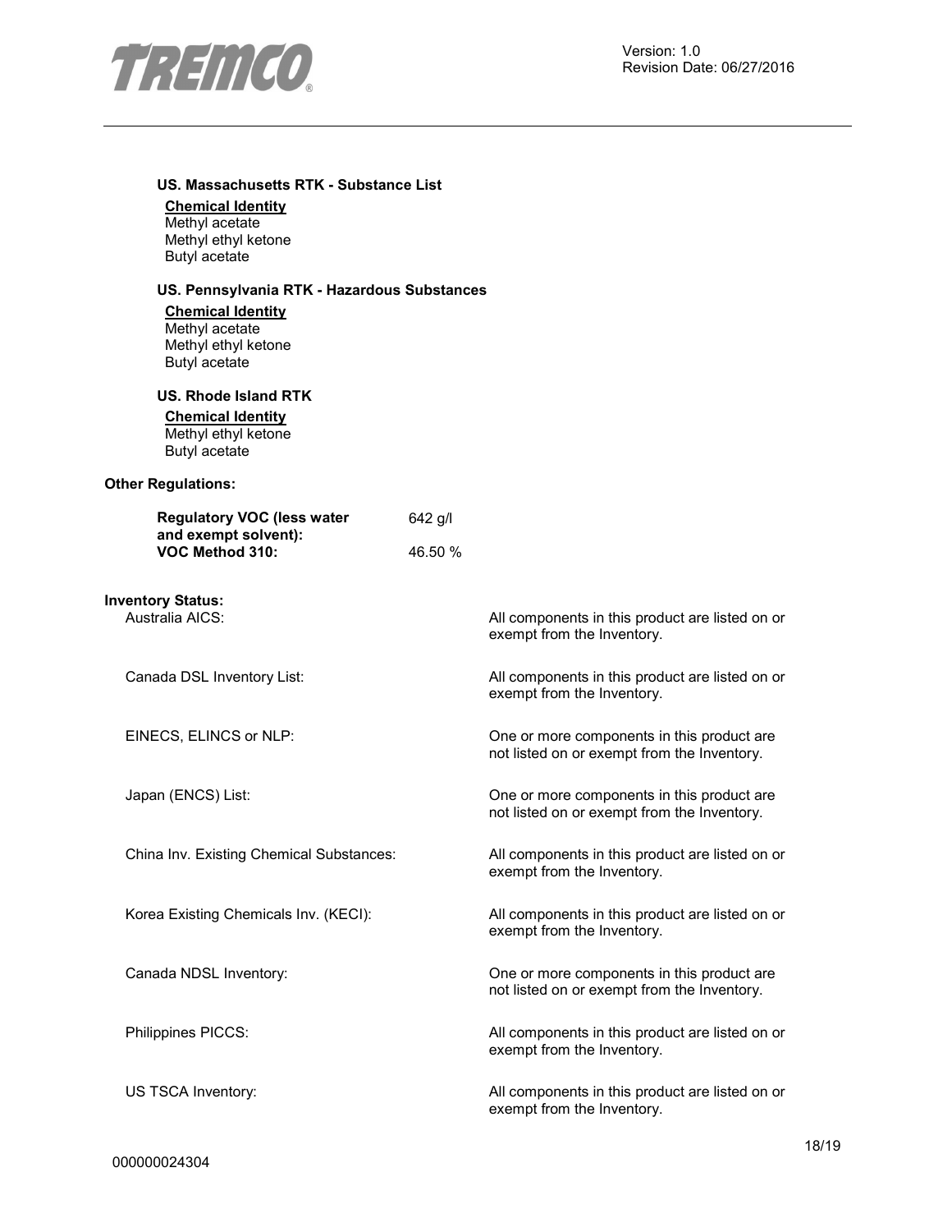**US. Massachusetts RTK - Substance List**

**Chemical Identity**
Methyl acetate
Methyl ethyl ketone
Butyl acetate

**US. Pennsylvania RTK - Hazardous Substances**

**Chemical Identity**
Methyl acetate
Methyl ethyl ketone
Butyl acetate

**US. Rhode Island RTK**

**Chemical Identity**
Methyl ethyl ketone
Butyl acetate

**Other Regulations:**

| | |
|---|---|
| **Regulatory VOC (less water and exempt solvent):** | 642 g/l |
| **VOC Method 310:** | 46.50 % |

**Inventory Status:**

| | |
|---|---|
| Australia AICS: | All components in this product are listed on or exempt from the Inventory. |
| Canada DSL Inventory List: | All components in this product are listed on or exempt from the Inventory. |
| EINECS, ELINCS or NLP: | One or more components in this product are not listed on or exempt from the Inventory. |
| Japan (ENCS) List: | One or more components in this product are not listed on or exempt from the Inventory. |
| China Inv. Existing Chemical Substances: | All components in this product are listed on or exempt from the Inventory. |
| Korea Existing Chemicals Inv. (KECI): | All components in this product are listed on or exempt from the Inventory. |
| Canada NDSL Inventory: | One or more components in this product are not listed on or exempt from the Inventory. |
| Philippines PICCS: | All components in this product are listed on or exempt from the Inventory. |
| US TSCA Inventory: | All components in this product are listed on or exempt from the Inventory. |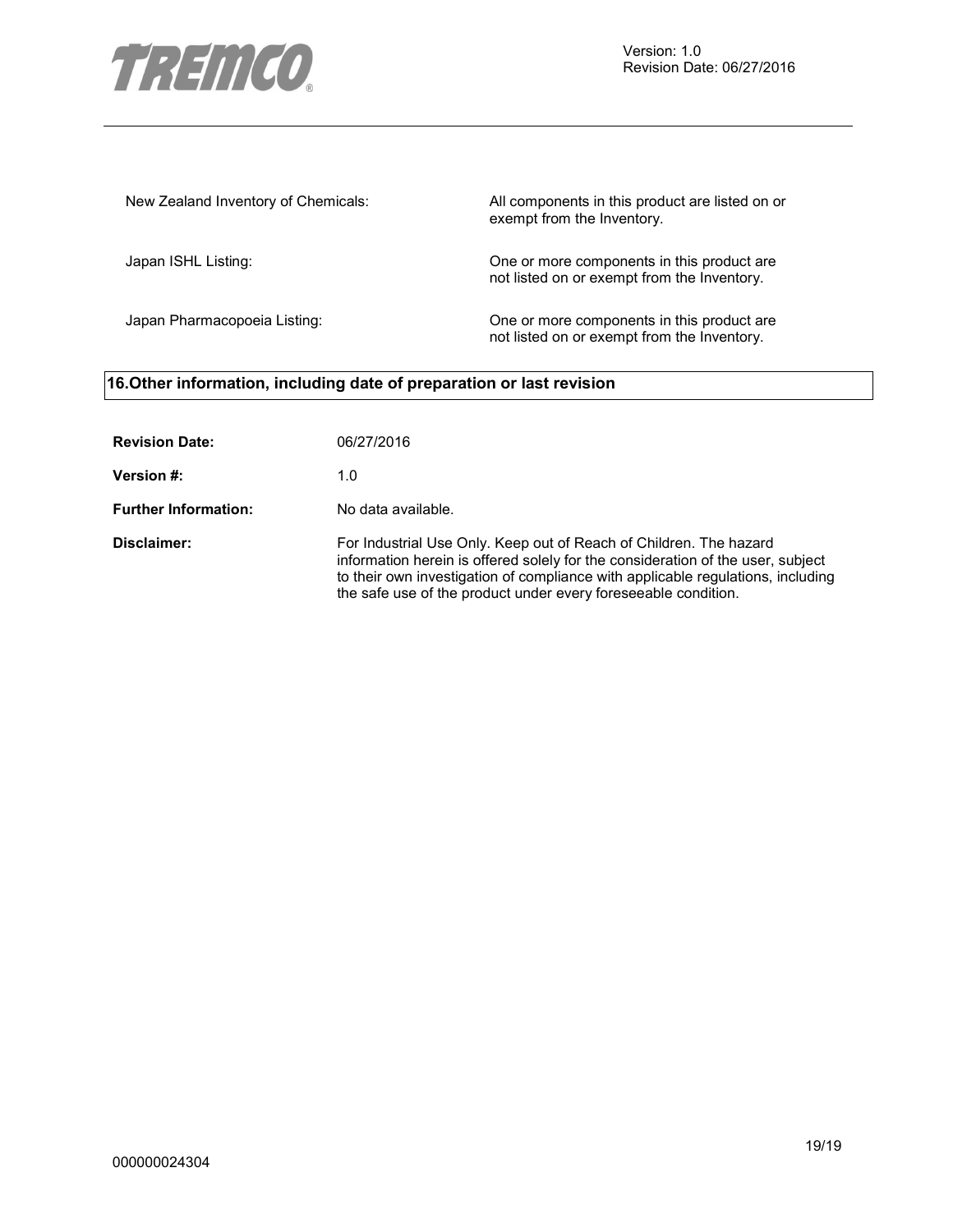| | |
|---|---|
| New Zealand Inventory of Chemicals: | All components in this product are listed on or exempt from the Inventory. |
| Japan ISHL Listing: | One or more components in this product are not listed on or exempt from the Inventory. |
| Japan Pharmacopoeia Listing: | One or more components in this product are not listed on or exempt from the Inventory. |

## 16.Other information, including date of preparation or last revision

| | |
|---|---|
| **Revision Date:** | 06/27/2016 |
| **Version #:** | 1.0 |
| **Further Information:** | No data available. |
| **Disclaimer:** | For Industrial Use Only. Keep out of Reach of Children. The hazard information herein is offered solely for the consideration of the user, subject to their own investigation of compliance with applicable regulations, including the safe use of the product under every foreseeable condition. |

000000024304